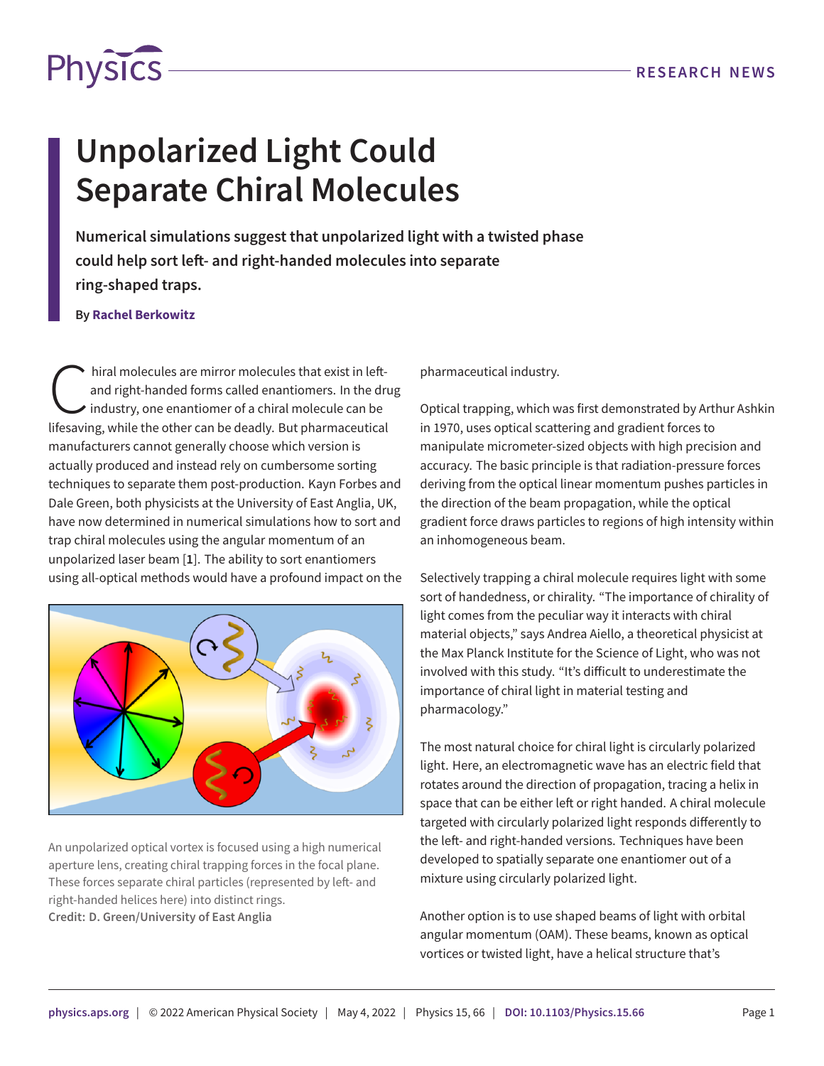# Unpolarized Light Could Separate Chiral Molecules

**Numerical simulations suggest that unpolarized light with a twisted phase could help sort left- and right-handed molecules into separate ring-shaped traps.**

**By Rachel Berkowitz**

Chiral molecules are mirror molecules that exist in left- and right-handed forms called enantiomers. In the drug industry, one enantiomer of a chiral molecule can be lifesaving, while the other can be deadly. But pharmaceutical manufacturers cannot generally choose which version is actually produced and instead rely on cumbersome sorting techniques to separate them post-production. Kayn Forbes and Dale Green, both physicists at the University of East Anglia, UK, have now determined in numerical simulations how to sort and trap chiral molecules using the angular momentum of an unpolarized laser beam [**1**]. The ability to sort enantiomers using all-optical methods would have a profound impact on the pharmaceutical industry.

An unpolarized optical vortex is focused using a high numerical aperture lens, creating chiral trapping forces in the focal plane. These forces separate chiral particles (represented by left- and right-handed helices here) into distinct rings.
**Credit: D. Green/University of East Anglia**

Optical trapping, which was first demonstrated by Arthur Ashkin in 1970, uses optical scattering and gradient forces to manipulate micrometer-sized objects with high precision and accuracy. The basic principle is that radiation-pressure forces deriving from the optical linear momentum pushes particles in the direction of the beam propagation, while the optical gradient force draws particles to regions of high intensity within an inhomogeneous beam.

Selectively trapping a chiral molecule requires light with some sort of handedness, or chirality. “The importance of chirality of light comes from the peculiar way it interacts with chiral material objects,” says Andrea Aiello, a theoretical physicist at the Max Planck Institute for the Science of Light, who was not involved with this study. “It’s difficult to underestimate the importance of chiral light in material testing and pharmacology.”

The most natural choice for chiral light is circularly polarized light. Here, an electromagnetic wave has an electric field that rotates around the direction of propagation, tracing a helix in space that can be either left or right handed. A chiral molecule targeted with circularly polarized light responds differently to the left- and right-handed versions. Techniques have been developed to spatially separate one enantiomer out of a mixture using circularly polarized light.

Another option is to use shaped beams of light with orbital angular momentum (OAM). These beams, known as optical vortices or twisted light, have a helical structure that’s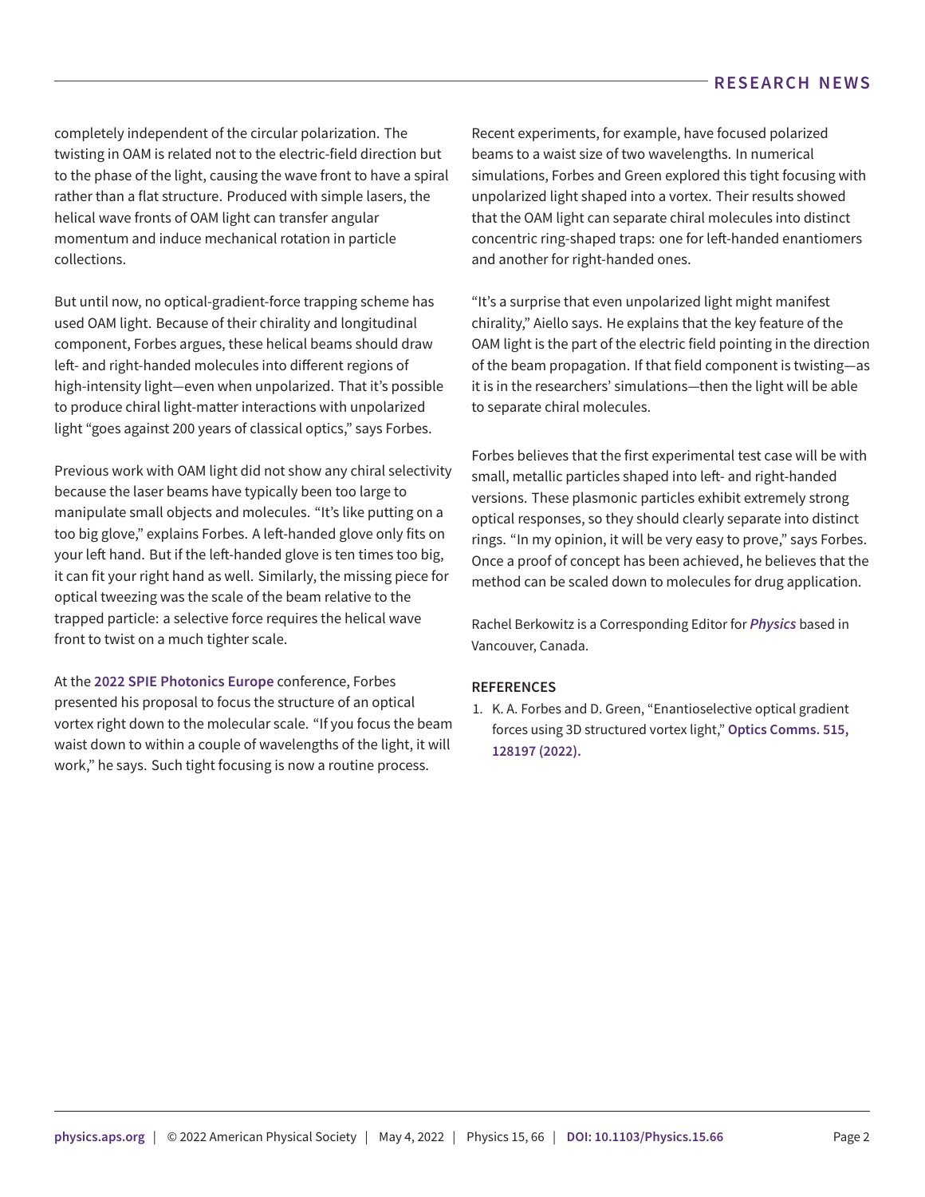completely independent of the circular polarization. The twisting in OAM is related not to the electric-field direction but to the phase of the light, causing the wave front to have a spiral rather than a flat structure. Produced with simple lasers, the helical wave fronts of OAM light can transfer angular momentum and induce mechanical rotation in particle collections.

But until now, no optical-gradient-force trapping scheme has used OAM light. Because of their chirality and longitudinal component, Forbes argues, these helical beams should draw left- and right-handed molecules into different regions of high-intensity light—even when unpolarized. That it's possible to produce chiral light-matter interactions with unpolarized light "goes against 200 years of classical optics," says Forbes.

Previous work with OAM light did not show any chiral selectivity because the laser beams have typically been too large to manipulate small objects and molecules. "It's like putting on a too big glove," explains Forbes. A left-handed glove only fits on your left hand. But if the left-handed glove is ten times too big, it can fit your right hand as well. Similarly, the missing piece for optical tweezing was the scale of the beam relative to the trapped particle: a selective force requires the helical wave front to twist on a much tighter scale.

At the **2022 SPIE Photonics Europe** conference, Forbes presented his proposal to focus the structure of an optical vortex right down to the molecular scale. "If you focus the beam waist down to within a couple of wavelengths of the light, it will work," he says. Such tight focusing is now a routine process.

Recent experiments, for example, have focused polarized beams to a waist size of two wavelengths. In numerical simulations, Forbes and Green explored this tight focusing with unpolarized light shaped into a vortex. Their results showed that the OAM light can separate chiral molecules into distinct concentric ring-shaped traps: one for left-handed enantiomers and another for right-handed ones.

"It's a surprise that even unpolarized light might manifest chirality," Aiello says. He explains that the key feature of the OAM light is the part of the electric field pointing in the direction of the beam propagation. If that field component is twisting—as it is in the researchers' simulations—then the light will be able to separate chiral molecules.

Forbes believes that the first experimental test case will be with small, metallic particles shaped into left- and right-handed versions. These plasmonic particles exhibit extremely strong optical responses, so they should clearly separate into distinct rings. "In my opinion, it will be very easy to prove," says Forbes. Once a proof of concept has been achieved, he believes that the method can be scaled down to molecules for drug application.

Rachel Berkowitz is a Corresponding Editor for ***Physics*** based in Vancouver, Canada.

## REFERENCES

1. K. A. Forbes and D. Green, "Enantioselective optical gradient forces using 3D structured vortex light," **Optics Comms. 515, 128197 (2022).**